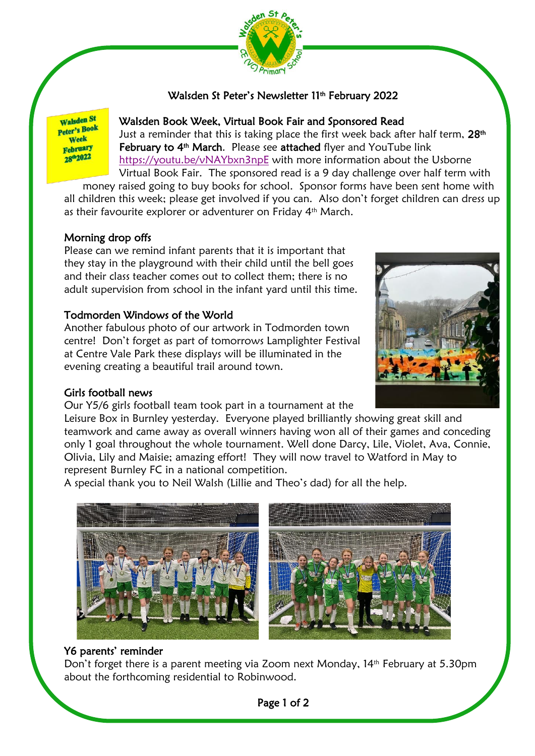# Walsden St Peter's Newsletter 11th February 2022

Walsden St Peter's Book Week February 28th 2022

## Walsden Book Week, Virtual Book Fair and Sponsored Read

Just a reminder that this is taking place the first week back after half term, **28th February to 4th March**. Please see **attached** flyer and YouTube link https://youtu.be/vNAYbxn3npE with more information about the Usborne Virtual Book Fair. The sponsored read is a 9 day challenge over half term with money raised going to buy books for school. Sponsor forms have been sent home with all children this week; please get involved if you can. Also don't forget children can dress up as their favourite explorer or adventurer on Friday 4th March.

## Morning drop offs

Please can we remind infant parents that it is important that they stay in the playground with their child until the bell goes and their class teacher comes out to collect them; there is no adult supervision from school in the infant yard until this time.

## Todmorden Windows of the World

Another fabulous photo of our artwork in Todmorden town centre! Don't forget as part of tomorrows Lamplighter Festival at Centre Vale Park these displays will be illuminated in the evening creating a beautiful trail around town.

## Girls football news

Our Y5/6 girls football team took part in a tournament at the Leisure Box in Burnley yesterday. Everyone played brilliantly showing great skill and teamwork and came away as overall winners having won all of their games and conceding only 1 goal throughout the whole tournament. Well done Darcy, Lile, Violet, Ava, Connie, Olivia, Lily and Maisie; amazing effort! They will now travel to Watford in May to represent Burnley FC in a national competition.

A special thank you to Neil Walsh (Lillie and Theo's dad) for all the help.

## Y6 parents' reminder

Don't forget there is a parent meeting via Zoom next Monday, 14th February at 5.30pm about the forthcoming residential to Robinwood.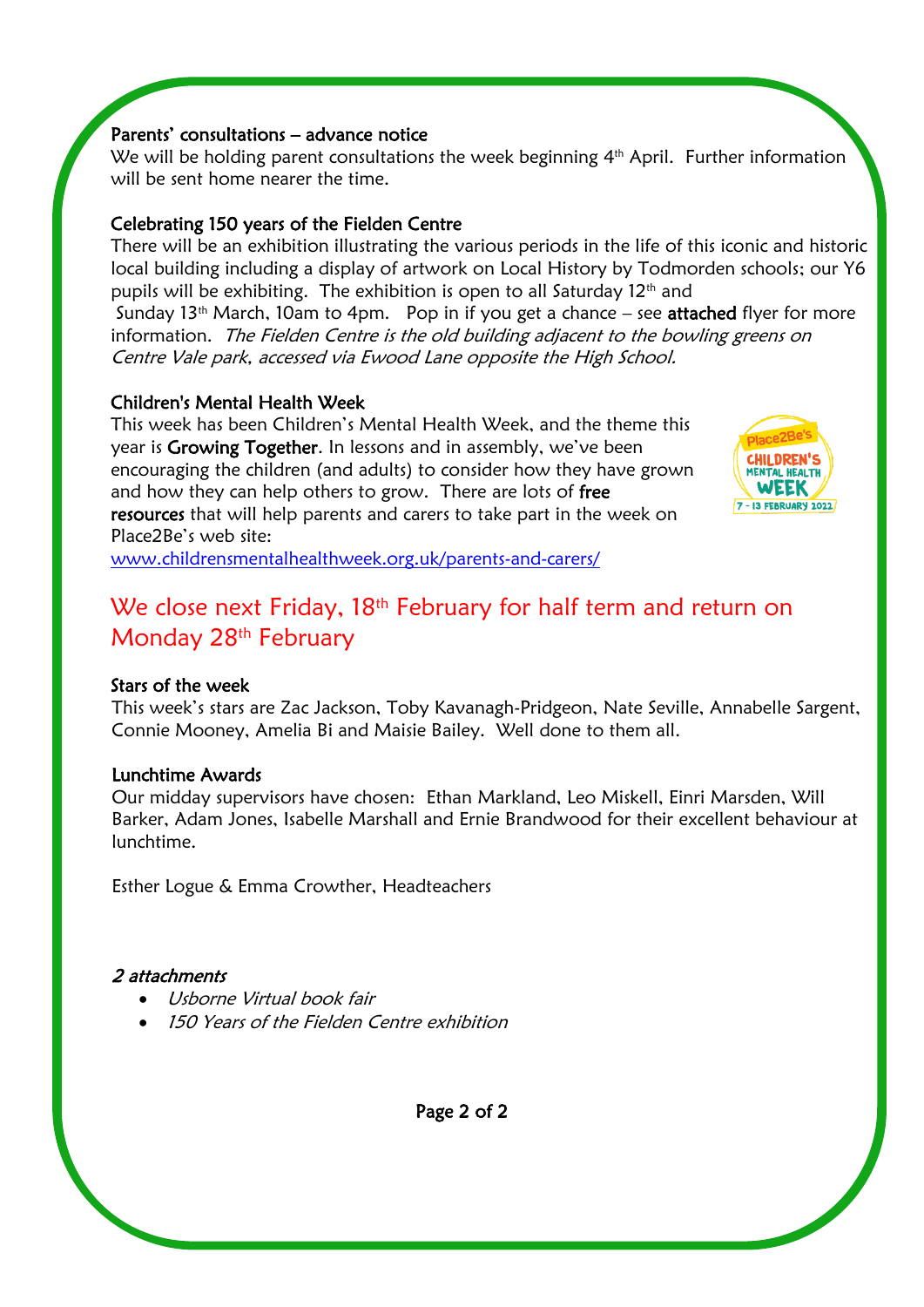### Parents' consultations – advance notice

We will be holding parent consultations the week beginning 4th April. Further information will be sent home nearer the time.

### Celebrating 150 years of the Fielden Centre

There will be an exhibition illustrating the various periods in the life of this iconic and historic local building including a display of artwork on Local History by Todmorden schools; our Y6 pupils will be exhibiting. The exhibition is open to all Saturday 12th and Sunday 13th March, 10am to 4pm. Pop in if you get a chance – see **attached** flyer for more information. *The Fielden Centre is the old building adjacent to the bowling greens on Centre Vale park, accessed via Ewood Lane opposite the High School.*

### Children's Mental Health Week

This week has been Children's Mental Health Week, and the theme this year is **Growing Together**. In lessons and in assembly, we've been encouraging the children (and adults) to consider how they have grown and how they can help others to grow. There are lots of **free resources** that will help parents and carers to take part in the week on Place2Be's web site:
www.childrensmentalhealthweek.org.uk/parents-and-carers/

## We close next Friday, 18th February for half term and return on Monday 28th February

### Stars of the week

This week's stars are Zac Jackson, Toby Kavanagh-Pridgeon, Nate Seville, Annabelle Sargent, Connie Mooney, Amelia Bi and Maisie Bailey. Well done to them all.

### Lunchtime Awards

Our midday supervisors have chosen: Ethan Markland, Leo Miskell, Einri Marsden, Will Barker, Adam Jones, Isabelle Marshall and Ernie Brandwood for their excellent behaviour at lunchtime.

Esther Logue & Emma Crowther, Headteachers

*2 attachments*

- *Usborne Virtual book fair*
- *150 Years of the Fielden Centre exhibition*